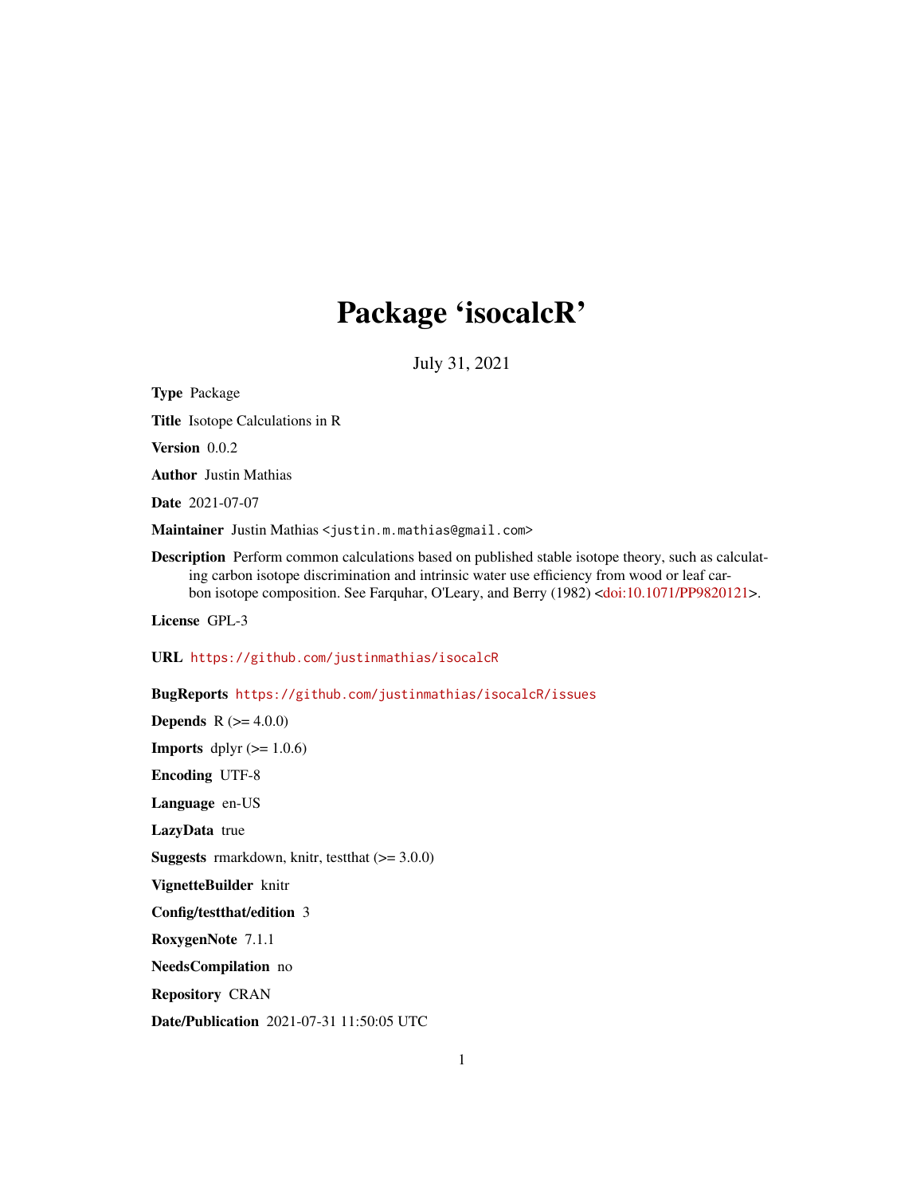# Package 'isocalcR'

July 31, 2021

**Type** Package

**Title** Isotope Calculations in R

**Version** 0.0.2

**Author** Justin Mathias

**Date** 2021-07-07

**Maintainer** Justin Mathias <justin.m.mathias@gmail.com>

**Description** Perform common calculations based on published stable isotope theory, such as calculating carbon isotope discrimination and intrinsic water use efficiency from wood or leaf carbon isotope composition. See Farquhar, O'Leary, and Berry (1982) <doi:10.1071/PP9820121>.

**License** GPL-3

**URL** https://github.com/justinmathias/isocalcR

**BugReports** https://github.com/justinmathias/isocalcR/issues

**Depends** R (>= 4.0.0)

**Imports** dplyr (>= 1.0.6)

**Encoding** UTF-8

**Language** en-US

**LazyData** true

**Suggests** rmarkdown, knitr, testthat (>= 3.0.0)

**VignetteBuilder** knitr

**Config/testthat/edition** 3

**RoxygenNote** 7.1.1

**NeedsCompilation** no

**Repository** CRAN

**Date/Publication** 2021-07-31 11:50:05 UTC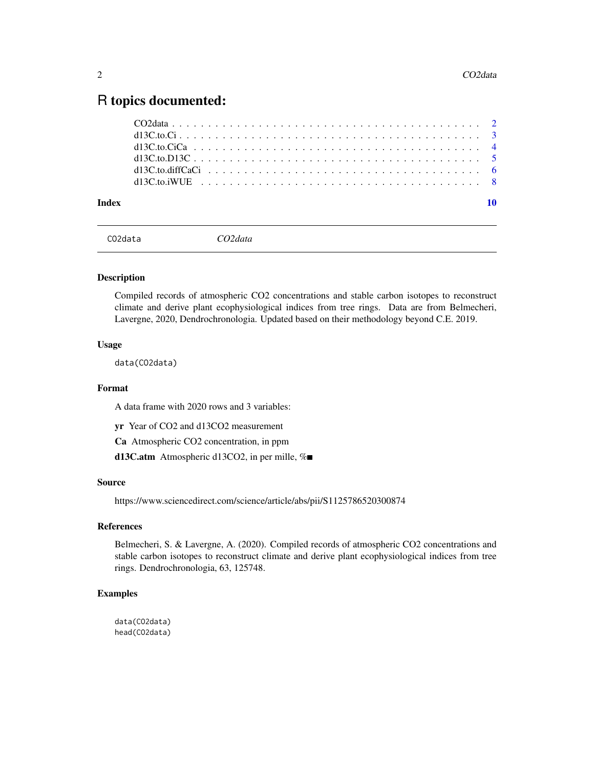# R topics documented:

CO2data . . . . . . . . . . . . . . . . . . . . . . . . . . . . . . . . . . . . . . . . . 2
d13C.to.Ci . . . . . . . . . . . . . . . . . . . . . . . . . . . . . . . . . . . . . . . . 3
d13C.to.CiCa . . . . . . . . . . . . . . . . . . . . . . . . . . . . . . . . . . . . . . . 4
d13C.to.D13C . . . . . . . . . . . . . . . . . . . . . . . . . . . . . . . . . . . . . . . 5
d13C.to.diffCaCi . . . . . . . . . . . . . . . . . . . . . . . . . . . . . . . . . . . . . 6
d13C.to.iWUE . . . . . . . . . . . . . . . . . . . . . . . . . . . . . . . . . . . . . . . 8

**Index** 10

---

## CO2data — *CO2data*

---

### Description

Compiled records of atmospheric CO2 concentrations and stable carbon isotopes to reconstruct climate and derive plant ecophysiological indices from tree rings. Data are from Belmecheri, Lavergne, 2020, Dendrochronologia. Updated based on their methodology beyond C.E. 2019.

### Usage

```
data(CO2data)
```

### Format

A data frame with 2020 rows and 3 variables:

**yr** Year of CO2 and d13CO2 measurement

**Ca** Atmospheric CO2 concentration, in ppm

**d13C.atm** Atmospheric d13CO2, in per mille, %■

### Source

https://www.sciencedirect.com/science/article/abs/pii/S1125786520300874

### References

Belmecheri, S. & Lavergne, A. (2020). Compiled records of atmospheric CO2 concentrations and stable carbon isotopes to reconstruct climate and derive plant ecophysiological indices from tree rings. Dendrochronologia, 63, 125748.

### Examples

```
data(CO2data)
head(CO2data)
```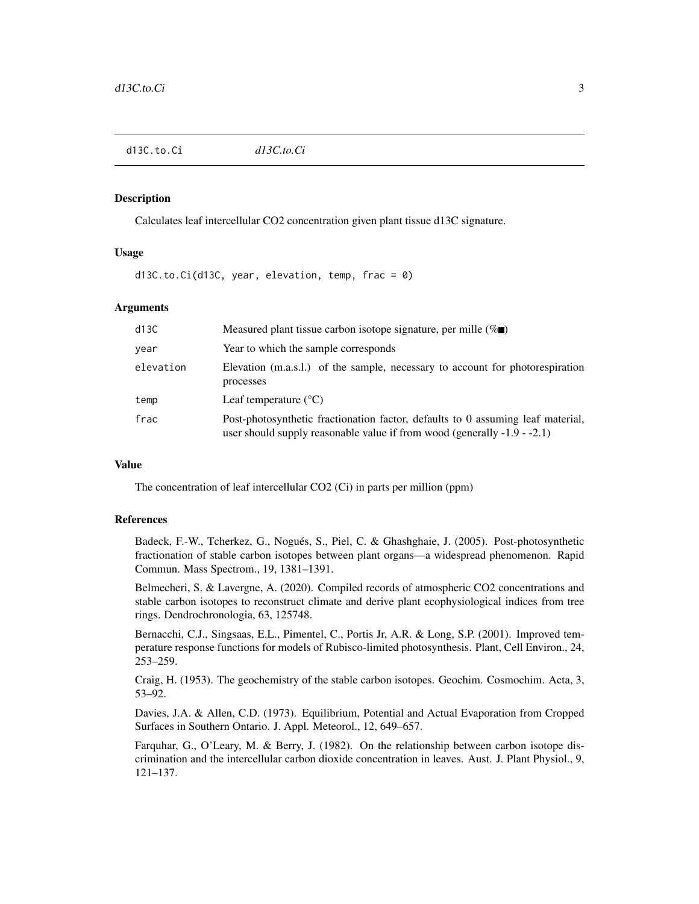# d13C.to.Ci

*d13C.to.Ci*

## Description

Calculates leaf intercellular CO2 concentration given plant tissue d13C signature.

## Usage

```
d13C.to.Ci(d13C, year, elevation, temp, frac = 0)
```

## Arguments

| | |
|---|---|
| d13C | Measured plant tissue carbon isotope signature, per mille (‰) |
| year | Year to which the sample corresponds |
| elevation | Elevation (m.a.s.l.) of the sample, necessary to account for photorespiration processes |
| temp | Leaf temperature (°C) |
| frac | Post-photosynthetic fractionation factor, defaults to 0 assuming leaf material, user should supply reasonable value if from wood (generally -1.9 - -2.1) |

## Value

The concentration of leaf intercellular CO2 (Ci) in parts per million (ppm)

## References

Badeck, F.-W., Tcherkez, G., Nogués, S., Piel, C. & Ghashghaie, J. (2005). Post-photosynthetic fractionation of stable carbon isotopes between plant organs—a widespread phenomenon. Rapid Commun. Mass Spectrom., 19, 1381–1391.

Belmecheri, S. & Lavergne, A. (2020). Compiled records of atmospheric CO2 concentrations and stable carbon isotopes to reconstruct climate and derive plant ecophysiological indices from tree rings. Dendrochronologia, 63, 125748.

Bernacchi, C.J., Singsaas, E.L., Pimentel, C., Portis Jr, A.R. & Long, S.P. (2001). Improved temperature response functions for models of Rubisco-limited photosynthesis. Plant, Cell Environ., 24, 253–259.

Craig, H. (1953). The geochemistry of the stable carbon isotopes. Geochim. Cosmochim. Acta, 3, 53–92.

Davies, J.A. & Allen, C.D. (1973). Equilibrium, Potential and Actual Evaporation from Cropped Surfaces in Southern Ontario. J. Appl. Meteorol., 12, 649–657.

Farquhar, G., O'Leary, M. & Berry, J. (1982). On the relationship between carbon isotope discrimination and the intercellular carbon dioxide concentration in leaves. Aust. J. Plant Physiol., 9, 121–137.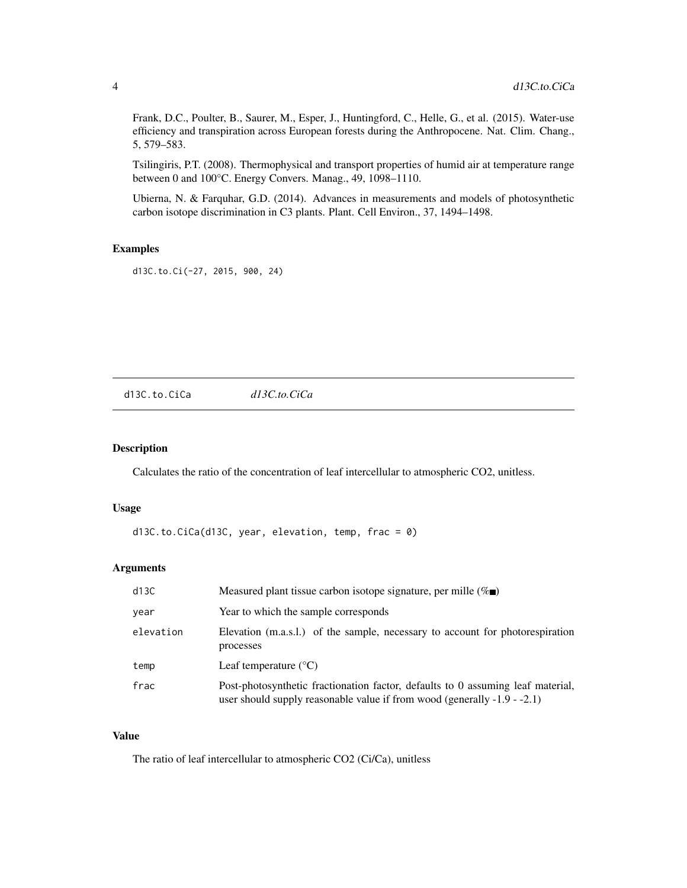Frank, D.C., Poulter, B., Saurer, M., Esper, J., Huntingford, C., Helle, G., et al. (2015). Water-use efficiency and transpiration across European forests during the Anthropocene. Nat. Clim. Chang., 5, 579–583.

Tsilingiris, P.T. (2008). Thermophysical and transport properties of humid air at temperature range between 0 and 100°C. Energy Convers. Manag., 49, 1098–1110.

Ubierna, N. & Farquhar, G.D. (2014). Advances in measurements and models of photosynthetic carbon isotope discrimination in C3 plants. Plant. Cell Environ., 37, 1494–1498.

### Examples

```
d13C.to.Ci(-27, 2015, 900, 24)
```

## d13C.to.CiCa *d13C.to.CiCa*

### Description

Calculates the ratio of the concentration of leaf intercellular to atmospheric CO2, unitless.

### Usage

```
d13C.to.CiCa(d13C, year, elevation, temp, frac = 0)
```

### Arguments

| | |
|---|---|
| d13C | Measured plant tissue carbon isotope signature, per mille (‰) |
| year | Year to which the sample corresponds |
| elevation | Elevation (m.a.s.l.) of the sample, necessary to account for photorespiration processes |
| temp | Leaf temperature (°C) |
| frac | Post-photosynthetic fractionation factor, defaults to 0 assuming leaf material, user should supply reasonable value if from wood (generally -1.9 - -2.1) |

### Value

The ratio of leaf intercellular to atmospheric CO2 (Ci/Ca), unitless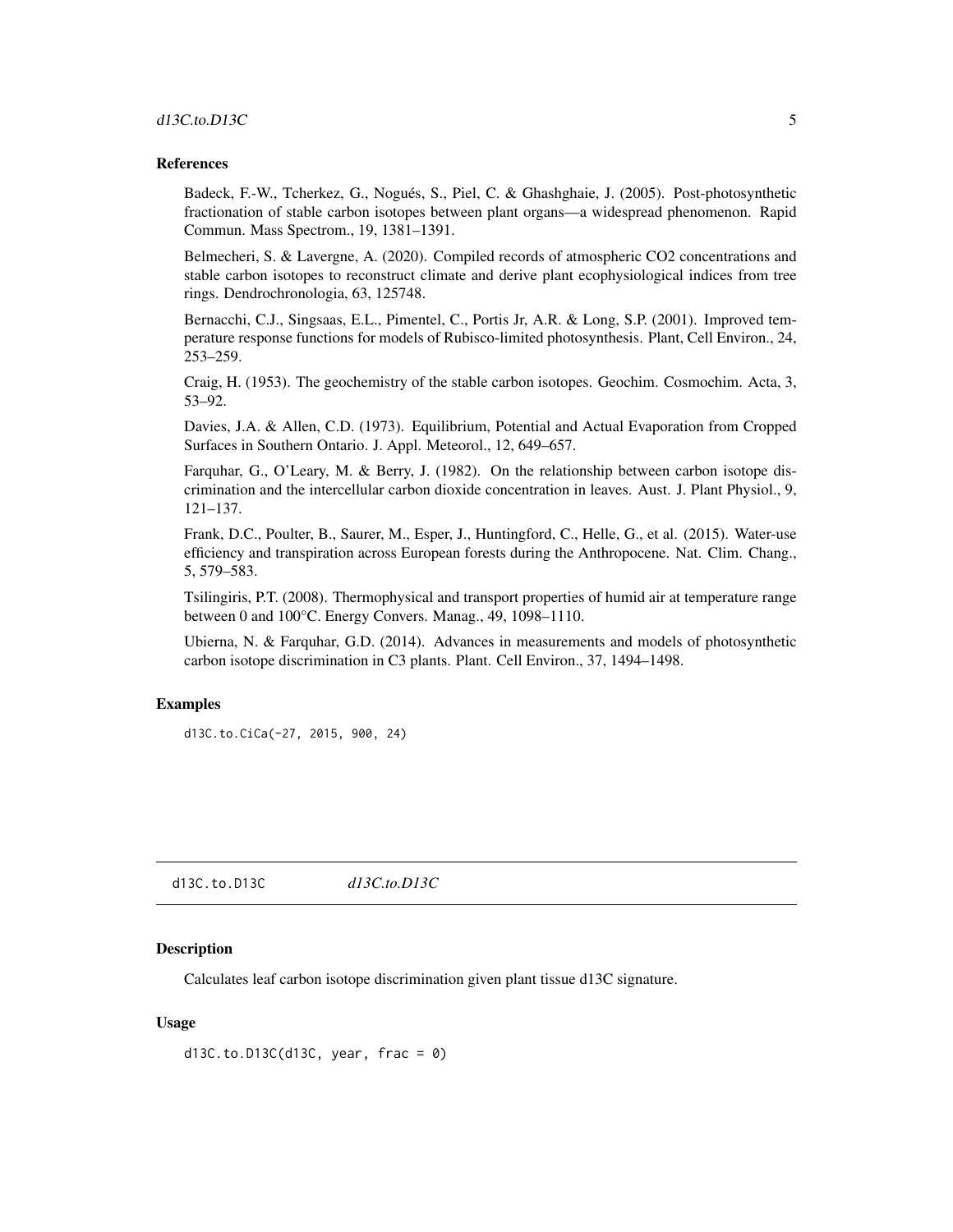### References

Badeck, F.-W., Tcherkez, G., Nogués, S., Piel, C. & Ghashghaie, J. (2005). Post-photosynthetic fractionation of stable carbon isotopes between plant organs—a widespread phenomenon. Rapid Commun. Mass Spectrom., 19, 1381–1391.

Belmecheri, S. & Lavergne, A. (2020). Compiled records of atmospheric CO2 concentrations and stable carbon isotopes to reconstruct climate and derive plant ecophysiological indices from tree rings. Dendrochronologia, 63, 125748.

Bernacchi, C.J., Singsaas, E.L., Pimentel, C., Portis Jr, A.R. & Long, S.P. (2001). Improved temperature response functions for models of Rubisco-limited photosynthesis. Plant, Cell Environ., 24, 253–259.

Craig, H. (1953). The geochemistry of the stable carbon isotopes. Geochim. Cosmochim. Acta, 3, 53–92.

Davies, J.A. & Allen, C.D. (1973). Equilibrium, Potential and Actual Evaporation from Cropped Surfaces in Southern Ontario. J. Appl. Meteorol., 12, 649–657.

Farquhar, G., O'Leary, M. & Berry, J. (1982). On the relationship between carbon isotope discrimination and the intercellular carbon dioxide concentration in leaves. Aust. J. Plant Physiol., 9, 121–137.

Frank, D.C., Poulter, B., Saurer, M., Esper, J., Huntingford, C., Helle, G., et al. (2015). Water-use efficiency and transpiration across European forests during the Anthropocene. Nat. Clim. Chang., 5, 579–583.

Tsilingiris, P.T. (2008). Thermophysical and transport properties of humid air at temperature range between 0 and 100°C. Energy Convers. Manag., 49, 1098–1110.

Ubierna, N. & Farquhar, G.D. (2014). Advances in measurements and models of photosynthetic carbon isotope discrimination in C3 plants. Plant. Cell Environ., 37, 1494–1498.

### Examples

```
d13C.to.CiCa(-27, 2015, 900, 24)
```

## d13C.to.D13C *d13C.to.D13C*

### Description

Calculates leaf carbon isotope discrimination given plant tissue d13C signature.

### Usage

```
d13C.to.D13C(d13C, year, frac = 0)
```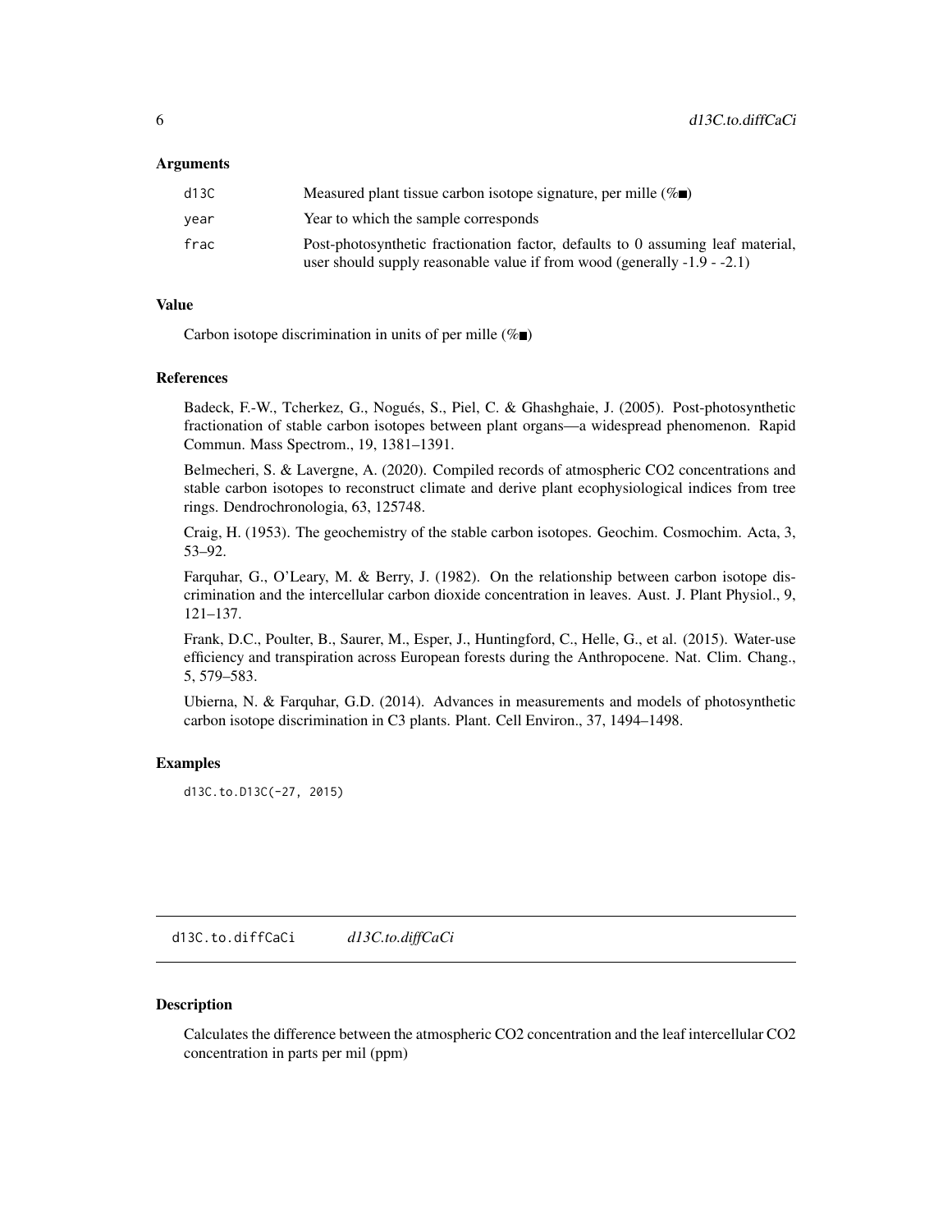### Arguments

| | |
|---|---|
| d13C | Measured plant tissue carbon isotope signature, per mille (‰) |
| year | Year to which the sample corresponds |
| frac | Post-photosynthetic fractionation factor, defaults to 0 assuming leaf material, user should supply reasonable value if from wood (generally -1.9 - -2.1) |

### Value

Carbon isotope discrimination in units of per mille (‰)

### References

Badeck, F.-W., Tcherkez, G., Nogués, S., Piel, C. & Ghashghaie, J. (2005). Post-photosynthetic fractionation of stable carbon isotopes between plant organs—a widespread phenomenon. Rapid Commun. Mass Spectrom., 19, 1381–1391.

Belmecheri, S. & Lavergne, A. (2020). Compiled records of atmospheric CO2 concentrations and stable carbon isotopes to reconstruct climate and derive plant ecophysiological indices from tree rings. Dendrochronologia, 63, 125748.

Craig, H. (1953). The geochemistry of the stable carbon isotopes. Geochim. Cosmochim. Acta, 3, 53–92.

Farquhar, G., O'Leary, M. & Berry, J. (1982). On the relationship between carbon isotope discrimination and the intercellular carbon dioxide concentration in leaves. Aust. J. Plant Physiol., 9, 121–137.

Frank, D.C., Poulter, B., Saurer, M., Esper, J., Huntingford, C., Helle, G., et al. (2015). Water-use efficiency and transpiration across European forests during the Anthropocene. Nat. Clim. Chang., 5, 579–583.

Ubierna, N. & Farquhar, G.D. (2014). Advances in measurements and models of photosynthetic carbon isotope discrimination in C3 plants. Plant. Cell Environ., 37, 1494–1498.

### Examples

```
d13C.to.D13C(-27, 2015)
```

---

## d13C.to.diffCaCi &nbsp;&nbsp;&nbsp; *d13C.to.diffCaCi*

### Description

Calculates the difference between the atmospheric CO2 concentration and the leaf intercellular CO2 concentration in parts per mil (ppm)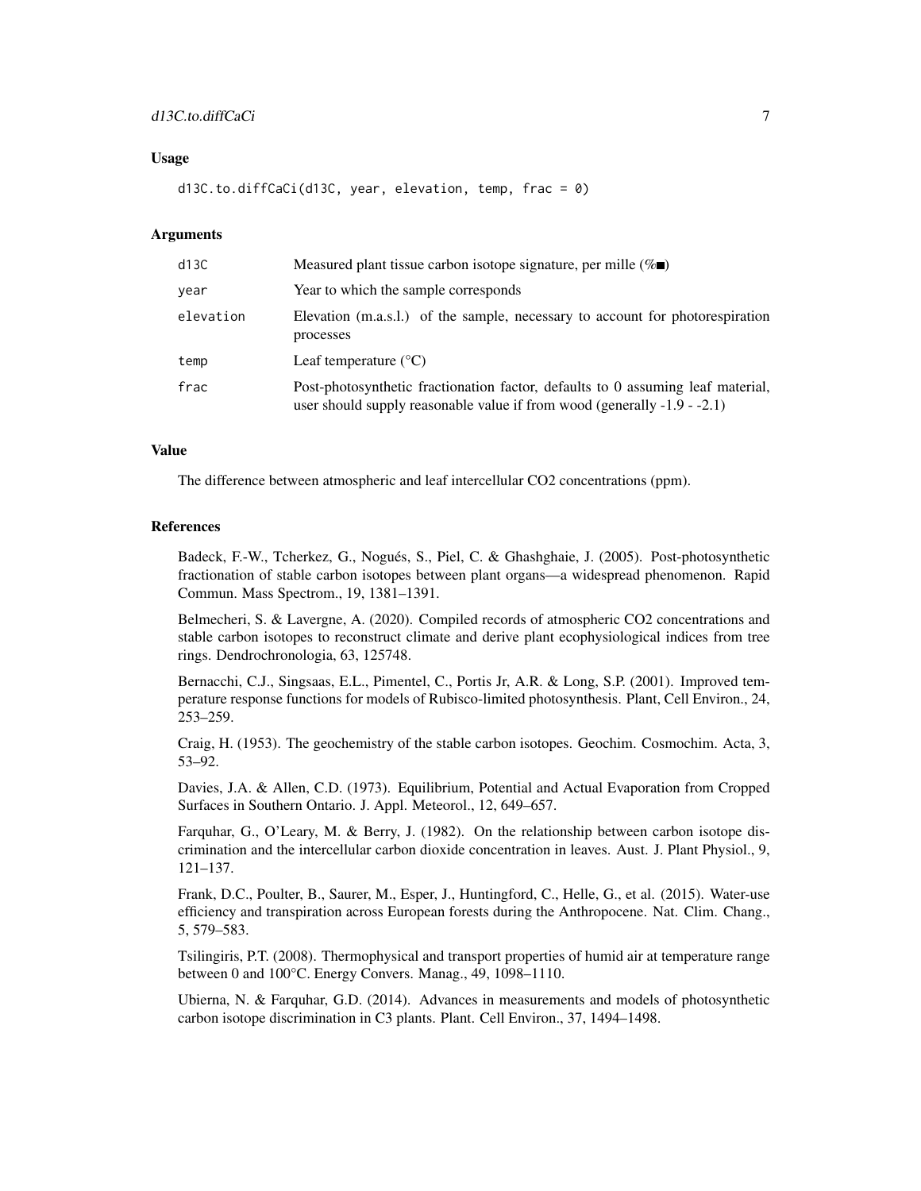## Usage

```
d13C.to.diffCaCi(d13C, year, elevation, temp, frac = 0)
```

## Arguments

| | |
|---|---|
| d13C | Measured plant tissue carbon isotope signature, per mille (‰) |
| year | Year to which the sample corresponds |
| elevation | Elevation (m.a.s.l.) of the sample, necessary to account for photorespiration processes |
| temp | Leaf temperature (°C) |
| frac | Post-photosynthetic fractionation factor, defaults to 0 assuming leaf material, user should supply reasonable value if from wood (generally -1.9 - -2.1) |

## Value

The difference between atmospheric and leaf intercellular CO2 concentrations (ppm).

## References

Badeck, F.-W., Tcherkez, G., Nogués, S., Piel, C. & Ghashghaie, J. (2005). Post-photosynthetic fractionation of stable carbon isotopes between plant organs—a widespread phenomenon. Rapid Commun. Mass Spectrom., 19, 1381–1391.

Belmecheri, S. & Lavergne, A. (2020). Compiled records of atmospheric CO2 concentrations and stable carbon isotopes to reconstruct climate and derive plant ecophysiological indices from tree rings. Dendrochronologia, 63, 125748.

Bernacchi, C.J., Singsaas, E.L., Pimentel, C., Portis Jr, A.R. & Long, S.P. (2001). Improved temperature response functions for models of Rubisco-limited photosynthesis. Plant, Cell Environ., 24, 253–259.

Craig, H. (1953). The geochemistry of the stable carbon isotopes. Geochim. Cosmochim. Acta, 3, 53–92.

Davies, J.A. & Allen, C.D. (1973). Equilibrium, Potential and Actual Evaporation from Cropped Surfaces in Southern Ontario. J. Appl. Meteorol., 12, 649–657.

Farquhar, G., O'Leary, M. & Berry, J. (1982). On the relationship between carbon isotope discrimination and the intercellular carbon dioxide concentration in leaves. Aust. J. Plant Physiol., 9, 121–137.

Frank, D.C., Poulter, B., Saurer, M., Esper, J., Huntingford, C., Helle, G., et al. (2015). Water-use efficiency and transpiration across European forests during the Anthropocene. Nat. Clim. Chang., 5, 579–583.

Tsilingiris, P.T. (2008). Thermophysical and transport properties of humid air at temperature range between 0 and 100°C. Energy Convers. Manag., 49, 1098–1110.

Ubierna, N. & Farquhar, G.D. (2014). Advances in measurements and models of photosynthetic carbon isotope discrimination in C3 plants. Plant. Cell Environ., 37, 1494–1498.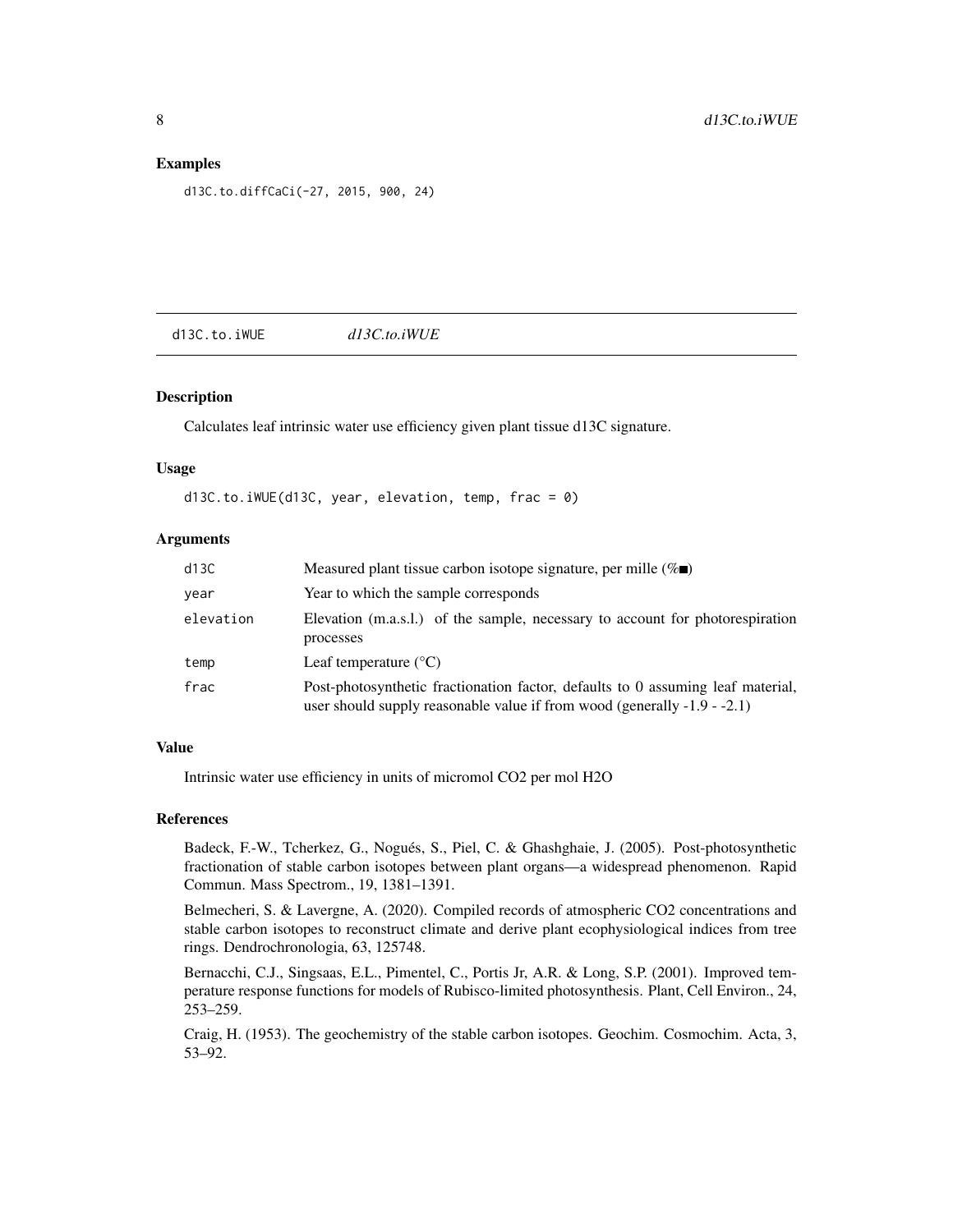## Examples

```
d13C.to.diffCaCi(-27, 2015, 900, 24)
```

---

# d13C.to.iWUE — *d13C.to.iWUE*

## Description

Calculates leaf intrinsic water use efficiency given plant tissue d13C signature.

## Usage

```
d13C.to.iWUE(d13C, year, elevation, temp, frac = 0)
```

## Arguments

| | |
|---|---|
| d13C | Measured plant tissue carbon isotope signature, per mille (‰) |
| year | Year to which the sample corresponds |
| elevation | Elevation (m.a.s.l.) of the sample, necessary to account for photorespiration processes |
| temp | Leaf temperature (°C) |
| frac | Post-photosynthetic fractionation factor, defaults to 0 assuming leaf material, user should supply reasonable value if from wood (generally -1.9 - -2.1) |

## Value

Intrinsic water use efficiency in units of micromol CO2 per mol H2O

## References

Badeck, F.-W., Tcherkez, G., Nogués, S., Piel, C. & Ghashghaie, J. (2005). Post-photosynthetic fractionation of stable carbon isotopes between plant organs—a widespread phenomenon. Rapid Commun. Mass Spectrom., 19, 1381–1391.

Belmecheri, S. & Lavergne, A. (2020). Compiled records of atmospheric CO2 concentrations and stable carbon isotopes to reconstruct climate and derive plant ecophysiological indices from tree rings. Dendrochronologia, 63, 125748.

Bernacchi, C.J., Singsaas, E.L., Pimentel, C., Portis Jr, A.R. & Long, S.P. (2001). Improved temperature response functions for models of Rubisco-limited photosynthesis. Plant, Cell Environ., 24, 253–259.

Craig, H. (1953). The geochemistry of the stable carbon isotopes. Geochim. Cosmochim. Acta, 3, 53–92.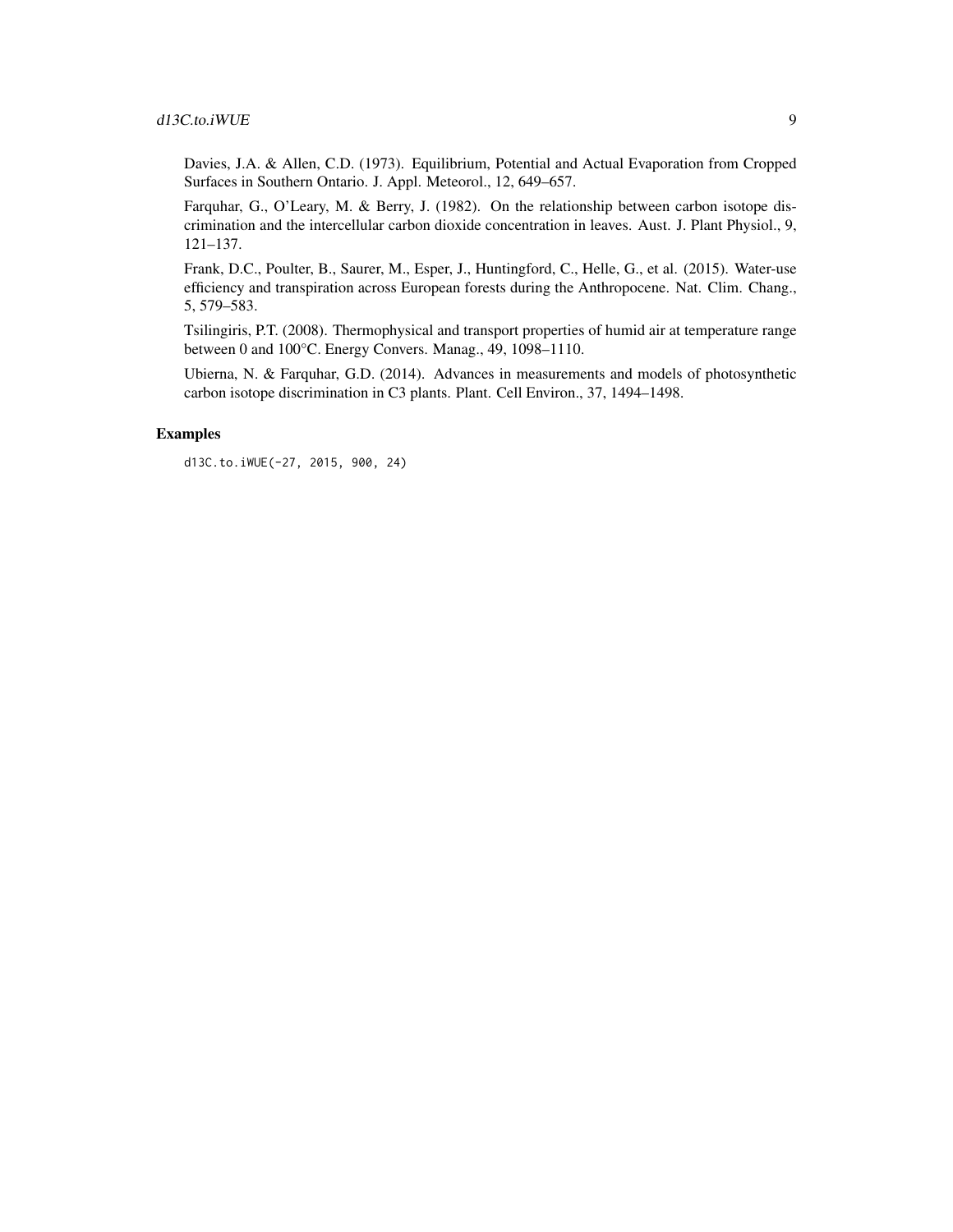Davies, J.A. & Allen, C.D. (1973). Equilibrium, Potential and Actual Evaporation from Cropped Surfaces in Southern Ontario. J. Appl. Meteorol., 12, 649–657.

Farquhar, G., O'Leary, M. & Berry, J. (1982). On the relationship between carbon isotope discrimination and the intercellular carbon dioxide concentration in leaves. Aust. J. Plant Physiol., 9, 121–137.

Frank, D.C., Poulter, B., Saurer, M., Esper, J., Huntingford, C., Helle, G., et al. (2015). Water-use efficiency and transpiration across European forests during the Anthropocene. Nat. Clim. Chang., 5, 579–583.

Tsilingiris, P.T. (2008). Thermophysical and transport properties of humid air at temperature range between 0 and 100°C. Energy Convers. Manag., 49, 1098–1110.

Ubierna, N. & Farquhar, G.D. (2014). Advances in measurements and models of photosynthetic carbon isotope discrimination in C3 plants. Plant. Cell Environ., 37, 1494–1498.

## Examples

```
d13C.to.iWUE(-27, 2015, 900, 24)
```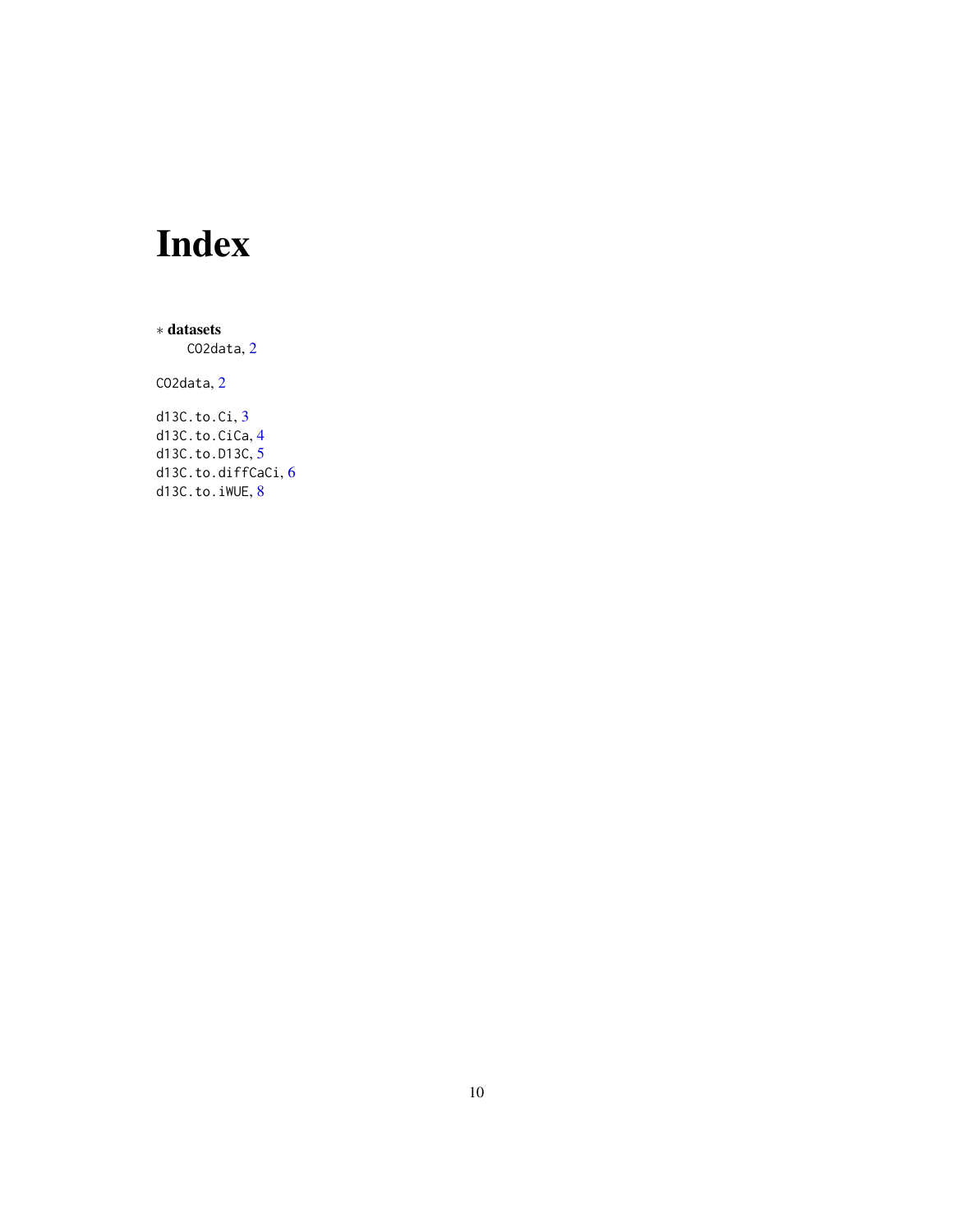# Index

∗ **datasets**

    CO2data, 2

CO2data, 2

d13C.to.Ci, 3
d13C.to.CiCa, 4
d13C.to.D13C, 5
d13C.to.diffCaCi, 6
d13C.to.iWUE, 8